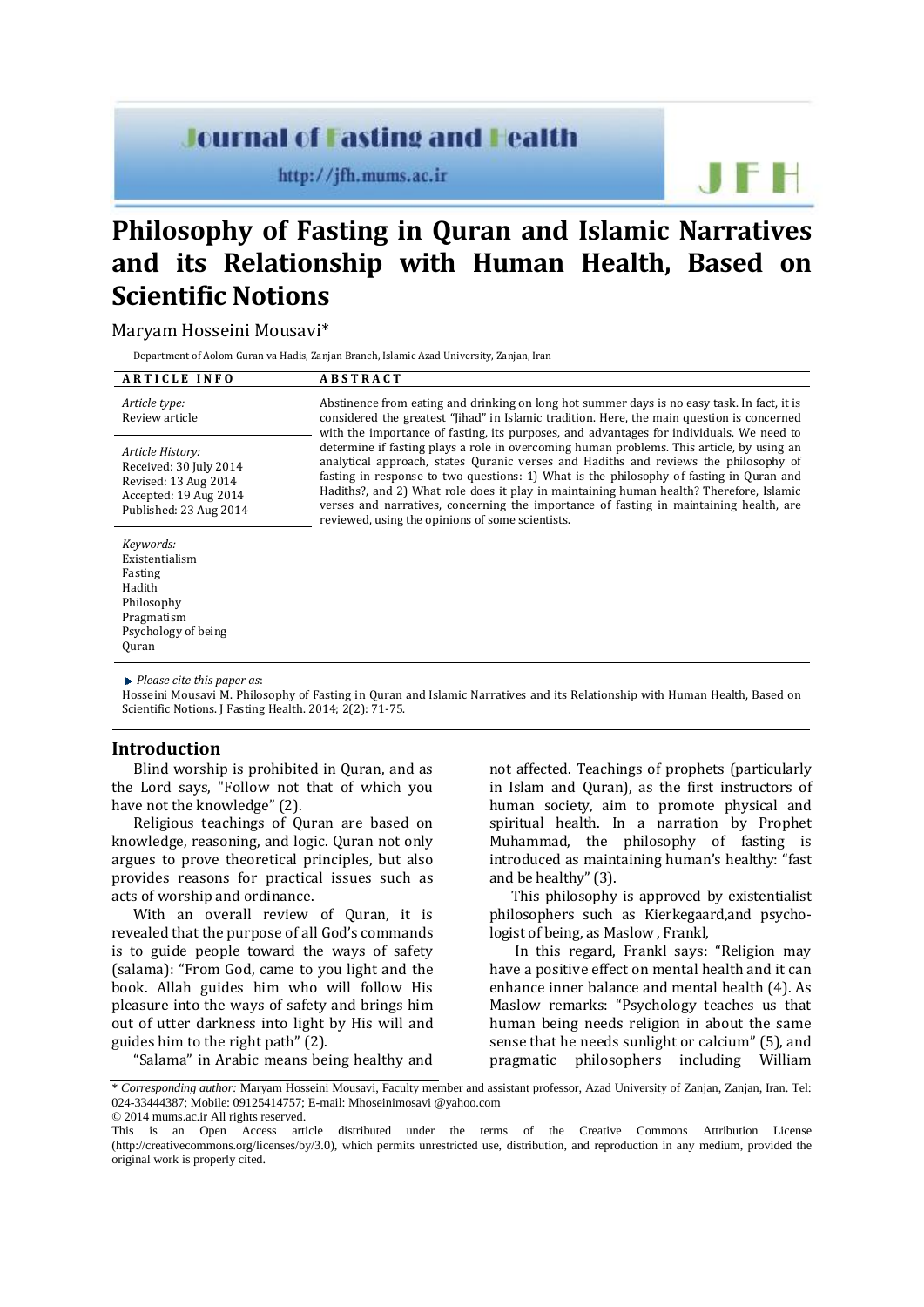Journal of Fasting and Health

http://jfh.mums.ac.ir

# Philosophy of Fasting in Quran and Islamic Narratives and its Relationship with Human Health, Based on Scientific Notions

Maryam Hosseini Mousavi*

Department of Aolom Guran va Hadis, Zanjan Branch, Islamic Azad University, Zanjan, Iran

**ARTICLE INFO**

*Article type:*
Review article

*Article History:*
Received: 30 July 2014
Revised: 13 Aug 2014
Accepted: 19 Aug 2014
Published: 23 Aug 2014

*Keywords:*
Existentialism
Fasting
Hadith
Philosophy
Pragmatism
Psychology of being
Quran

**ABSTRACT**

Abstinence from eating and drinking on long hot summer days is no easy task. In fact, it is considered the greatest "Jihad" in Islamic tradition. Here, the main question is concerned with the importance of fasting, its purposes, and advantages for individuals. We need to determine if fasting plays a role in overcoming human problems. This article, by using an analytical approach, states Quranic verses and Hadiths and reviews the philosophy of fasting in response to two questions: 1) What is the philosophy of fasting in Quran and Hadiths?, and 2) What role does it play in maintaining human health? Therefore, Islamic verses and narratives, concerning the importance of fasting in maintaining health, are reviewed, using the opinions of some scientists.

*Please cite this paper as*:
Hosseini Mousavi M. Philosophy of Fasting in Quran and Islamic Narratives and its Relationship with Human Health, Based on Scientific Notions. J Fasting Health. 2014; 2(2): 71-75.

## Introduction

Blind worship is prohibited in Quran, and as the Lord says, "Follow not that of which you have not the knowledge" (2).

Religious teachings of Quran are based on knowledge, reasoning, and logic. Quran not only argues to prove theoretical principles, but also provides reasons for practical issues such as acts of worship and ordinance.

With an overall review of Quran, it is revealed that the purpose of all God's commands is to guide people toward the ways of safety (salama): "From God, came to you light and the book. Allah guides him who will follow His pleasure into the ways of safety and brings him out of utter darkness into light by His will and guides him to the right path" (2).

"Salama" in Arabic means being healthy and not affected. Teachings of prophets (particularly in Islam and Quran), as the first instructors of human society, aim to promote physical and spiritual health. In a narration by Prophet Muhammad, the philosophy of fasting is introduced as maintaining human's healthy: "fast and be healthy" (3).

This philosophy is approved by existentialist philosophers such as Kierkegaard,and psycho-logist of being, as Maslow , Frankl,

In this regard, Frankl says: "Religion may have a positive effect on mental health and it can enhance inner balance and mental health (4). As Maslow remarks: "Psychology teaches us that human being needs religion in about the same sense that he needs sunlight or calcium" (5), and pragmatic philosophers including William

\* *Corresponding author:* Maryam Hosseini Mousavi, Faculty member and assistant professor, Azad University of Zanjan, Zanjan, Iran. Tel: 024-33444387; Mobile: 09125414757; E-mail: Mhoseinimosavi @yahoo.com

© 2014 mums.ac.ir All rights reserved.

This is an Open Access article distributed under the terms of the Creative Commons Attribution License (http://creativecommons.org/licenses/by/3.0), which permits unrestricted use, distribution, and reproduction in any medium, provided the original work is properly cited.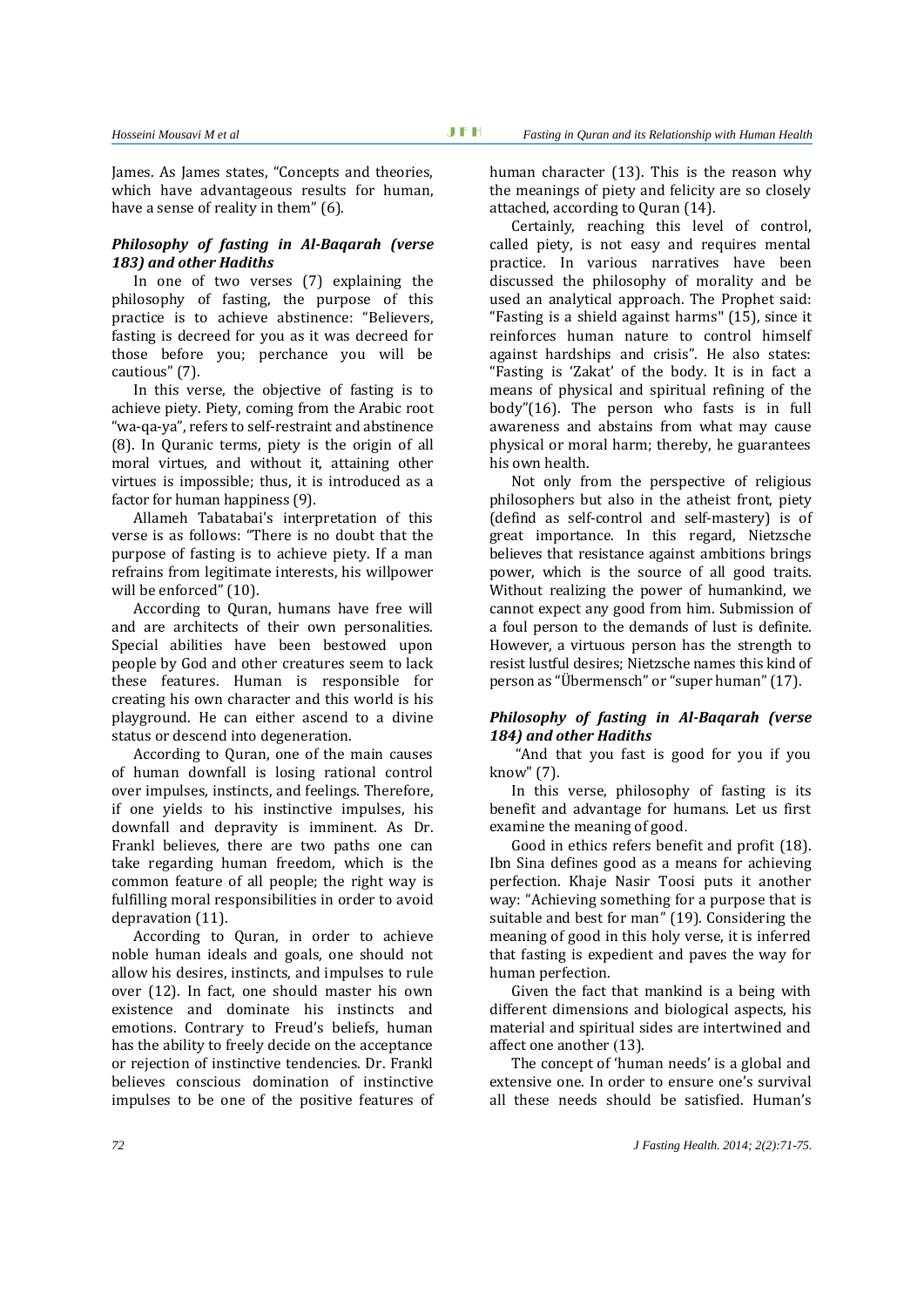James. As James states, "Concepts and theories, which have advantageous results for human, have a sense of reality in them" (6).

### *Philosophy of fasting in Al-Baqarah (verse 183) and other Hadiths*

In one of two verses (7) explaining the philosophy of fasting, the purpose of this practice is to achieve abstinence: "Believers, fasting is decreed for you as it was decreed for those before you; perchance you will be cautious" (7).

In this verse, the objective of fasting is to achieve piety. Piety, coming from the Arabic root "wa-qa-ya", refers to self-restraint and abstinence (8). In Quranic terms, piety is the origin of all moral virtues, and without it, attaining other virtues is impossible; thus, it is introduced as a factor for human happiness (9).

Allameh Tabatabai's interpretation of this verse is as follows: "There is no doubt that the purpose of fasting is to achieve piety. If a man refrains from legitimate interests, his willpower will be enforced" (10).

According to Quran, humans have free will and are architects of their own personalities. Special abilities have been bestowed upon people by God and other creatures seem to lack these features. Human is responsible for creating his own character and this world is his playground. He can either ascend to a divine status or descend into degeneration.

According to Quran, one of the main causes of human downfall is losing rational control over impulses, instincts, and feelings. Therefore, if one yields to his instinctive impulses, his downfall and depravity is imminent. As Dr. Frankl believes, there are two paths one can take regarding human freedom, which is the common feature of all people; the right way is fulfilling moral responsibilities in order to avoid depravation (11).

According to Quran, in order to achieve noble human ideals and goals, one should not allow his desires, instincts, and impulses to rule over (12). In fact, one should master his own existence and dominate his instincts and emotions. Contrary to Freud's beliefs, human has the ability to freely decide on the acceptance or rejection of instinctive tendencies. Dr. Frankl believes conscious domination of instinctive impulses to be one of the positive features of human character (13). This is the reason why the meanings of piety and felicity are so closely attached, according to Quran (14).

Certainly, reaching this level of control, called piety, is not easy and requires mental practice. In various narratives have been discussed the philosophy of morality and be used an analytical approach. The Prophet said: "Fasting is a shield against harms" (15), since it reinforces human nature to control himself against hardships and crisis". He also states: "Fasting is 'Zakat' of the body. It is in fact a means of physical and spiritual refining of the body"(16). The person who fasts is in full awareness and abstains from what may cause physical or moral harm; thereby, he guarantees his own health.

Not only from the perspective of religious philosophers but also in the atheist front, piety (defind as self-control and self-mastery) is of great importance. In this regard, Nietzsche believes that resistance against ambitions brings power, which is the source of all good traits. Without realizing the power of humankind, we cannot expect any good from him. Submission of a foul person to the demands of lust is definite. However, a virtuous person has the strength to resist lustful desires; Nietzsche names this kind of person as "Übermensch" or "super human" (17).

### *Philosophy of fasting in Al-Baqarah (verse 184) and other Hadiths*

"And that you fast is good for you if you know" (7).

In this verse, philosophy of fasting is its benefit and advantage for humans. Let us first examine the meaning of good.

Good in ethics refers benefit and profit (18). Ibn Sina defines good as a means for achieving perfection. Khaje Nasir Toosi puts it another way: "Achieving something for a purpose that is suitable and best for man" (19). Considering the meaning of good in this holy verse, it is inferred that fasting is expedient and paves the way for human perfection.

Given the fact that mankind is a being with different dimensions and biological aspects, his material and spiritual sides are intertwined and affect one another (13).

The concept of 'human needs' is a global and extensive one. In order to ensure one's survival all these needs should be satisfied. Human's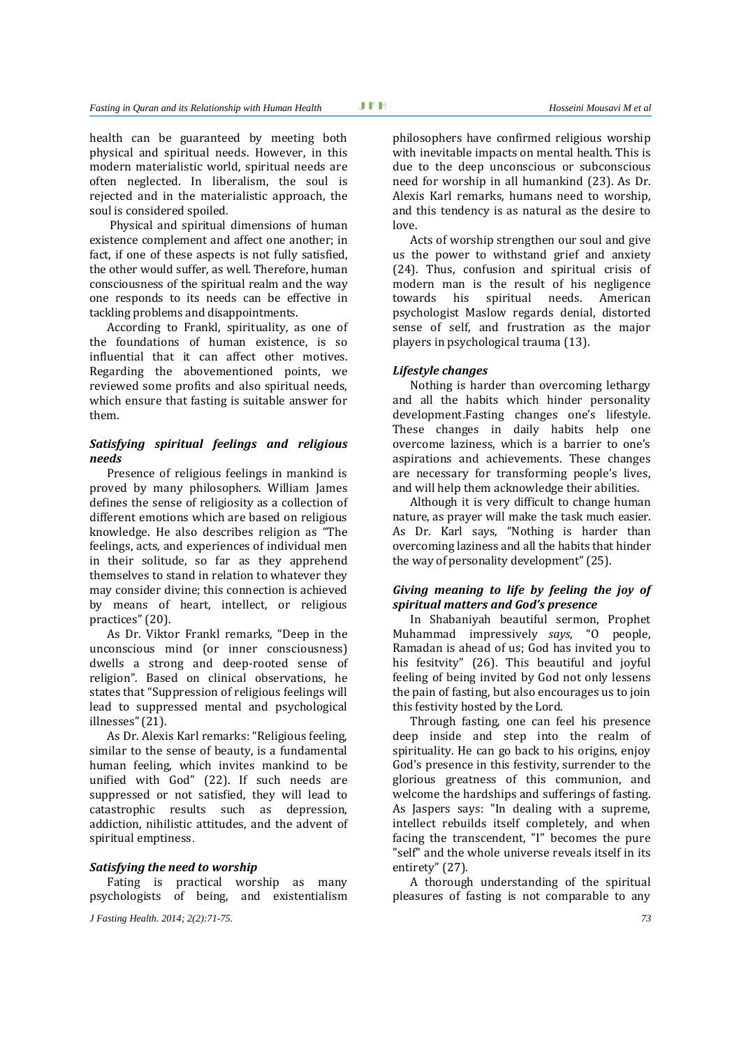health can be guaranteed by meeting both physical and spiritual needs. However, in this modern materialistic world, spiritual needs are often neglected. In liberalism, the soul is rejected and in the materialistic approach, the soul is considered spoiled.

Physical and spiritual dimensions of human existence complement and affect one another; in fact, if one of these aspects is not fully satisfied, the other would suffer, as well. Therefore, human consciousness of the spiritual realm and the way one responds to its needs can be effective in tackling problems and disappointments.

According to Frankl, spirituality, as one of the foundations of human existence, is so influential that it can affect other motives. Regarding the abovementioned points, we reviewed some profits and also spiritual needs, which ensure that fasting is suitable answer for them.

### *Satisfying spiritual feelings and religious needs*

Presence of religious feelings in mankind is proved by many philosophers. William James defines the sense of religiosity as a collection of different emotions which are based on religious knowledge. He also describes religion as "The feelings, acts, and experiences of individual men in their solitude, so far as they apprehend themselves to stand in relation to whatever they may consider divine; this connection is achieved by means of heart, intellect, or religious practices" (20).

As Dr. Viktor Frankl remarks, "Deep in the unconscious mind (or inner consciousness) dwells a strong and deep-rooted sense of religion". Based on clinical observations, he states that "Suppression of religious feelings will lead to suppressed mental and psychological illnesses" (21).

As Dr. Alexis Karl remarks: "Religious feeling, similar to the sense of beauty, is a fundamental human feeling, which invites mankind to be unified with God" (22). If such needs are suppressed or not satisfied, they will lead to catastrophic results such as depression, addiction, nihilistic attitudes, and the advent of spiritual emptiness.

### *Satisfying the need to worship*

Fating is practical worship as many psychologists of being, and existentialism philosophers have confirmed religious worship with inevitable impacts on mental health. This is due to the deep unconscious or subconscious need for worship in all humankind (23). As Dr. Alexis Karl remarks, humans need to worship, and this tendency is as natural as the desire to love.

Acts of worship strengthen our soul and give us the power to withstand grief and anxiety (24). Thus, confusion and spiritual crisis of modern man is the result of his negligence towards his spiritual needs. American psychologist Maslow regards denial, distorted sense of self, and frustration as the major players in psychological trauma (13).

### *Lifestyle changes*

Nothing is harder than overcoming lethargy and all the habits which hinder personality development.Fasting changes one's lifestyle. These changes in daily habits help one overcome laziness, which is a barrier to one's aspirations and achievements. These changes are necessary for transforming people's lives, and will help them acknowledge their abilities.

Although it is very difficult to change human nature, as prayer will make the task much easier. As Dr. Karl says, "Nothing is harder than overcoming laziness and all the habits that hinder the way of personality development" (25).

### *Giving meaning to life by feeling the joy of spiritual matters and God's presence*

In Shabaniyah beautiful sermon, Prophet Muhammad impressively *says*, "O people, Ramadan is ahead of us; God has invited you to his fesitvity" (26). This beautiful and joyful feeling of being invited by God not only lessens the pain of fasting, but also encourages us to join this festivity hosted by the Lord.

Through fasting, one can feel his presence deep inside and step into the realm of spirituality. He can go back to his origins, enjoy God's presence in this festivity, surrender to the glorious greatness of this communion, and welcome the hardships and sufferings of fasting. As Jaspers says: "In dealing with a supreme, intellect rebuilds itself completely, and when facing the transcendent, "I" becomes the pure "self" and the whole universe reveals itself in its entirety" (27).

A thorough understanding of the spiritual pleasures of fasting is not comparable to any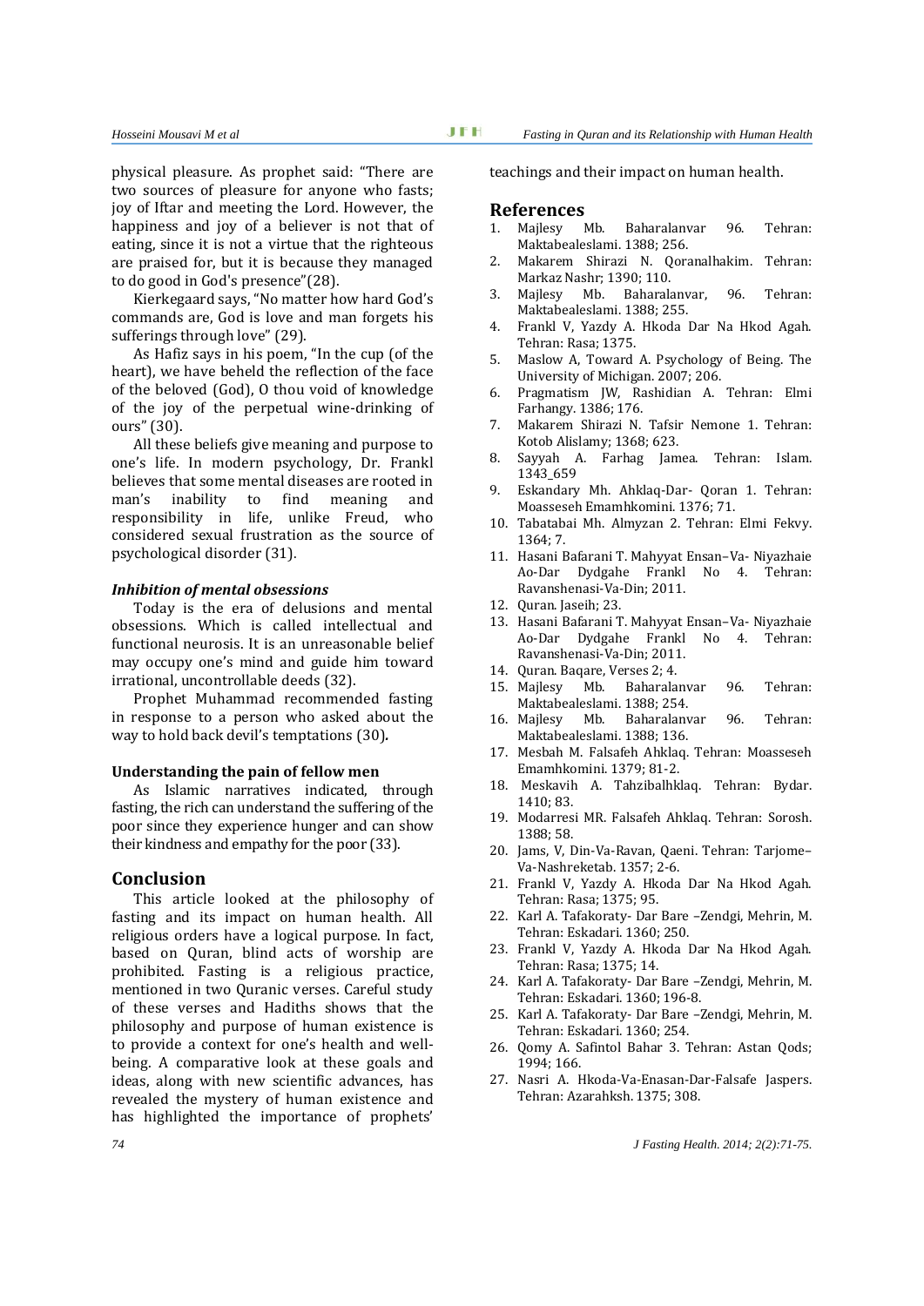physical pleasure. As prophet said: "There are two sources of pleasure for anyone who fasts; joy of Iftar and meeting the Lord. However, the happiness and joy of a believer is not that of eating, since it is not a virtue that the righteous are praised for, but it is because they managed to do good in God's presence"(28).

Kierkegaard says, "No matter how hard God's commands are, God is love and man forgets his sufferings through love" (29).

As Hafiz says in his poem, "In the cup (of the heart), we have beheld the reflection of the face of the beloved (God), O thou void of knowledge of the joy of the perpetual wine-drinking of ours" (30).

All these beliefs give meaning and purpose to one's life. In modern psychology, Dr. Frankl believes that some mental diseases are rooted in man's inability to find meaning and responsibility in life, unlike Freud, who considered sexual frustration as the source of psychological disorder (31).

### *Inhibition of mental obsessions*

Today is the era of delusions and mental obsessions. Which is called intellectual and functional neurosis. It is an unreasonable belief may occupy one's mind and guide him toward irrational, uncontrollable deeds (32).

Prophet Muhammad recommended fasting in response to a person who asked about the way to hold back devil's temptations (30)**.**

### **Understanding the pain of fellow men**

As Islamic narratives indicated, through fasting, the rich can understand the suffering of the poor since they experience hunger and can show their kindness and empathy for the poor (33).

## Conclusion

This article looked at the philosophy of fasting and its impact on human health. All religious orders have a logical purpose. In fact, based on Quran, blind acts of worship are prohibited. Fasting is a religious practice, mentioned in two Quranic verses. Careful study of these verses and Hadiths shows that the philosophy and purpose of human existence is to provide a context for one's health and well-being. A comparative look at these goals and ideas, along with new scientific advances, has revealed the mystery of human existence and has highlighted the importance of prophets' teachings and their impact on human health.

## References

1. Majlesy Mb. Baharalanvar 96. Tehran: Maktabealeslami. 1388; 256.
2. Makarem Shirazi N. Qoranalhakim. Tehran: Markaz Nashr; 1390; 110.
3. Majlesy Mb. Baharalanvar, 96. Tehran: Maktabealeslami. 1388; 255.
4. Frankl V, Yazdy A. Hkoda Dar Na Hkod Agah. Tehran: Rasa; 1375.
5. Maslow A, Toward A. Psychology of Being. The University of Michigan. 2007; 206.
6. Pragmatism JW, Rashidian A. Tehran: Elmi Farhangy. 1386; 176.
7. Makarem Shirazi N. Tafsir Nemone 1. Tehran: Kotob Alislamy; 1368; 623.
8. Sayyah A. Farhag Jamea. Tehran: Islam. 1343_659
9. Eskandary Mh. Ahklaq-Dar- Qoran 1. Tehran: Moasseseh Emamhkomini. 1376; 71.
10. Tabatabai Mh. Almyzan 2. Tehran: Elmi Fekvy. 1364; 7.
11. Hasani Bafarani T. Mahyyat Ensan–Va- Niyazhaie Ao-Dar Dydgahe Frankl No 4. Tehran: Ravanshenasi-Va-Din; 2011.
12. Quran. Jaseih; 23.
13. Hasani Bafarani T. Mahyyat Ensan–Va- Niyazhaie Ao-Dar Dydgahe Frankl No 4. Tehran: Ravanshenasi-Va-Din; 2011.
14. Quran. Baqare, Verses 2; 4.
15. Majlesy Mb. Baharalanvar 96. Tehran: Maktabealeslami. 1388; 254.
16. Majlesy Mb. Baharalanvar 96. Tehran: Maktabealeslami. 1388; 136.
17. Mesbah M. Falsafeh Ahklaq. Tehran: Moasseseh Emamhkomini. 1379; 81-2.
18. Meskavih A. Tahzibalhklaq. Tehran: Bydar. 1410; 83.
19. Modarresi MR. Falsafeh Ahklaq. Tehran: Sorosh. 1388; 58.
20. Jams, V, Din-Va-Ravan, Qaeni. Tehran: Tarjome–Va-Nashreketab. 1357; 2-6.
21. Frankl V, Yazdy A. Hkoda Dar Na Hkod Agah. Tehran: Rasa; 1375; 95.
22. Karl A. Tafakoraty- Dar Bare –Zendgi, Mehrin, M. Tehran: Eskadari. 1360; 250.
23. Frankl V, Yazdy A. Hkoda Dar Na Hkod Agah. Tehran: Rasa; 1375; 14.
24. Karl A. Tafakoraty- Dar Bare –Zendgi, Mehrin, M. Tehran: Eskadari. 1360; 196-8.
25. Karl A. Tafakoraty- Dar Bare –Zendgi, Mehrin, M. Tehran: Eskadari. 1360; 254.
26. Qomy A. Safintol Bahar 3. Tehran: Astan Qods; 1994; 166.
27. Nasri A. Hkoda-Va-Enasan-Dar-Falsafe Jaspers. Tehran: Azarahksh. 1375; 308.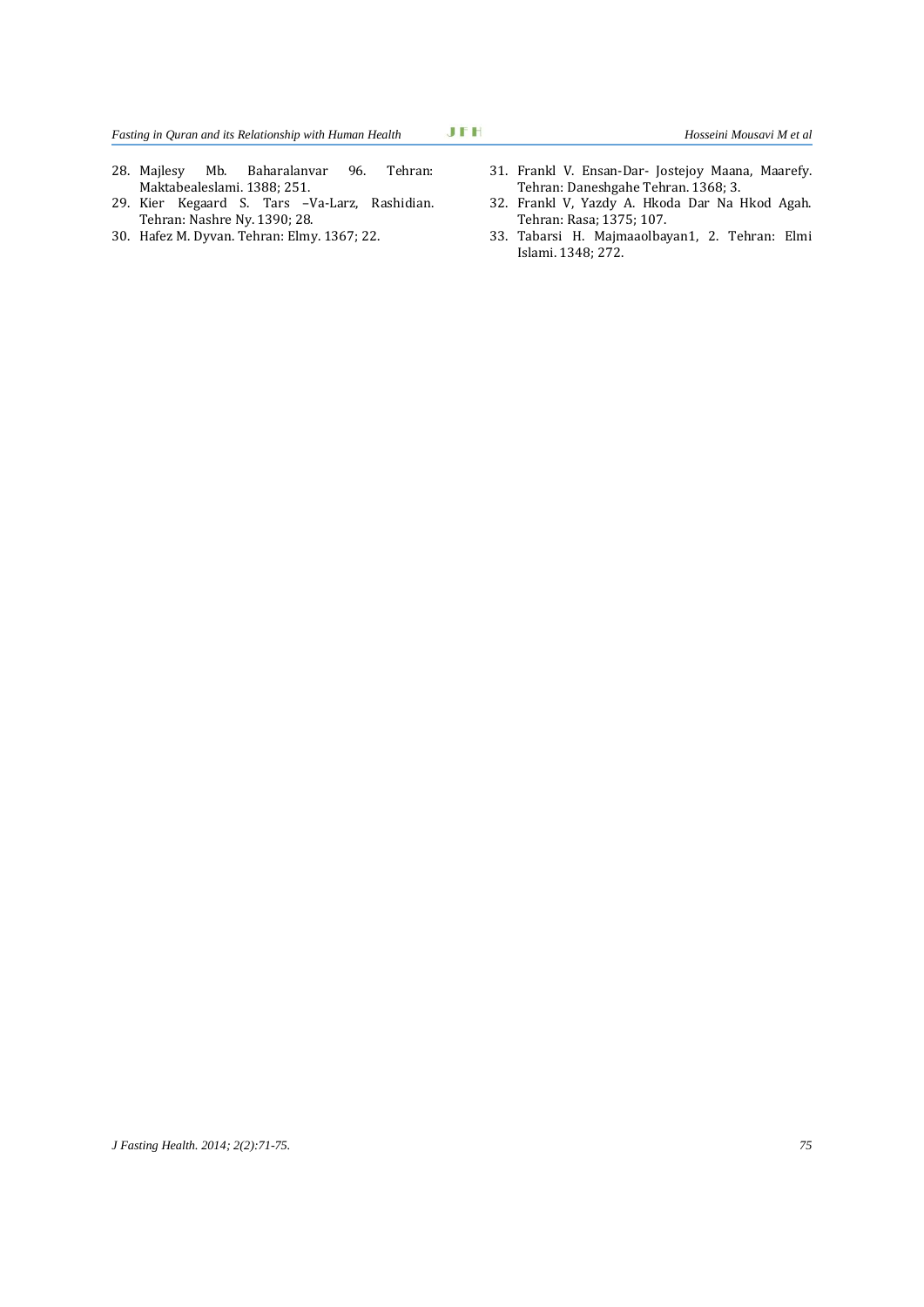28. Majlesy Mb. Baharalanvar 96. Tehran: Maktabealeslami. 1388; 251.
29. Kier Kegaard S. Tars –Va-Larz, Rashidian. Tehran: Nashre Ny. 1390; 28.
30. Hafez M. Dyvan. Tehran: Elmy. 1367; 22.
31. Frankl V. Ensan-Dar- Jostejoy Maana, Maarefy. Tehran: Daneshgahe Tehran. 1368; 3.
32. Frankl V, Yazdy A. Hkoda Dar Na Hkod Agah. Tehran: Rasa; 1375; 107.
33. Tabarsi H. Majmaaolbayan1, 2. Tehran: Elmi Islami. 1348; 272.